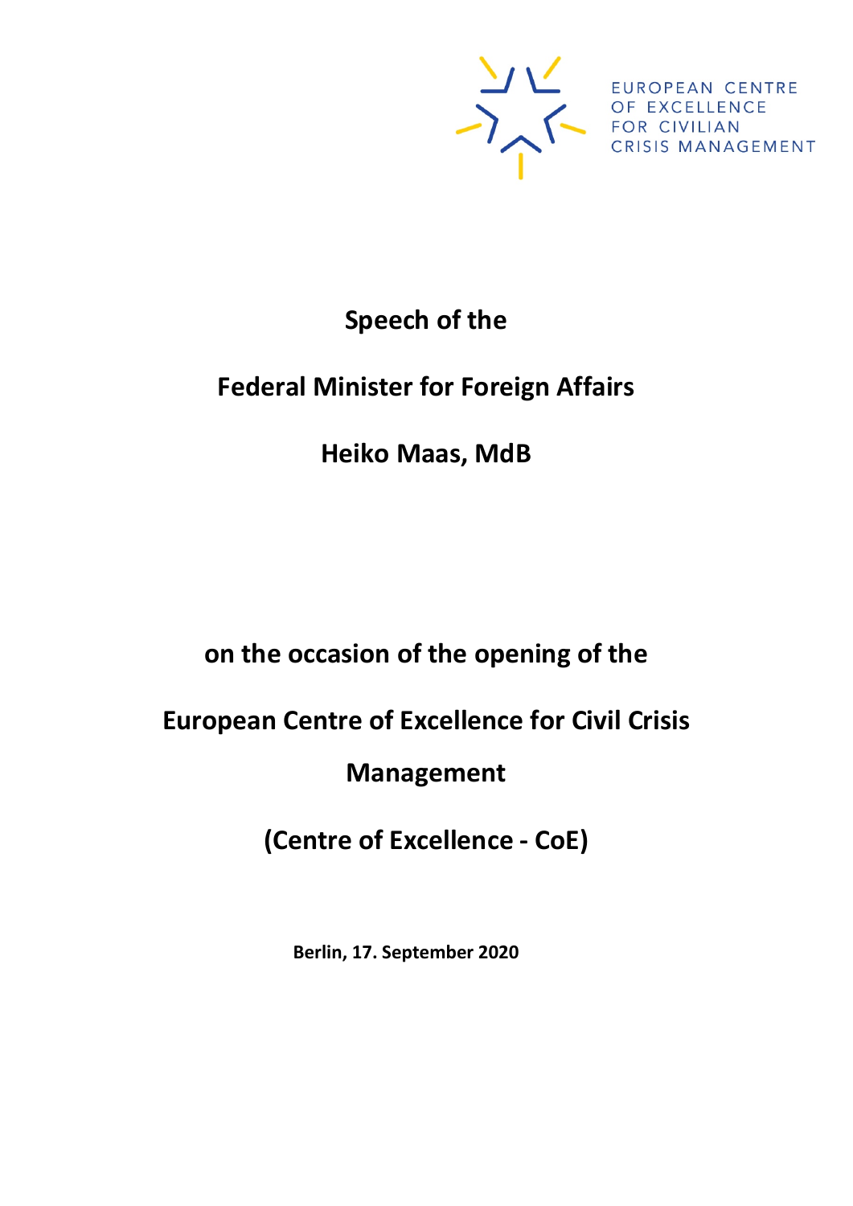EUROPEAN CENTRE OF EXCELLENCE FOR CIVILIAN CRISIS MANAGEMENT

# Speech of the

# Federal Minister for Foreign Affairs

# Heiko Maas, MdB

## on the occasion of the opening of the

## European Centre of Excellence for Civil Crisis Management

## (Centre of Excellence - CoE)

**Berlin, 17. September 2020**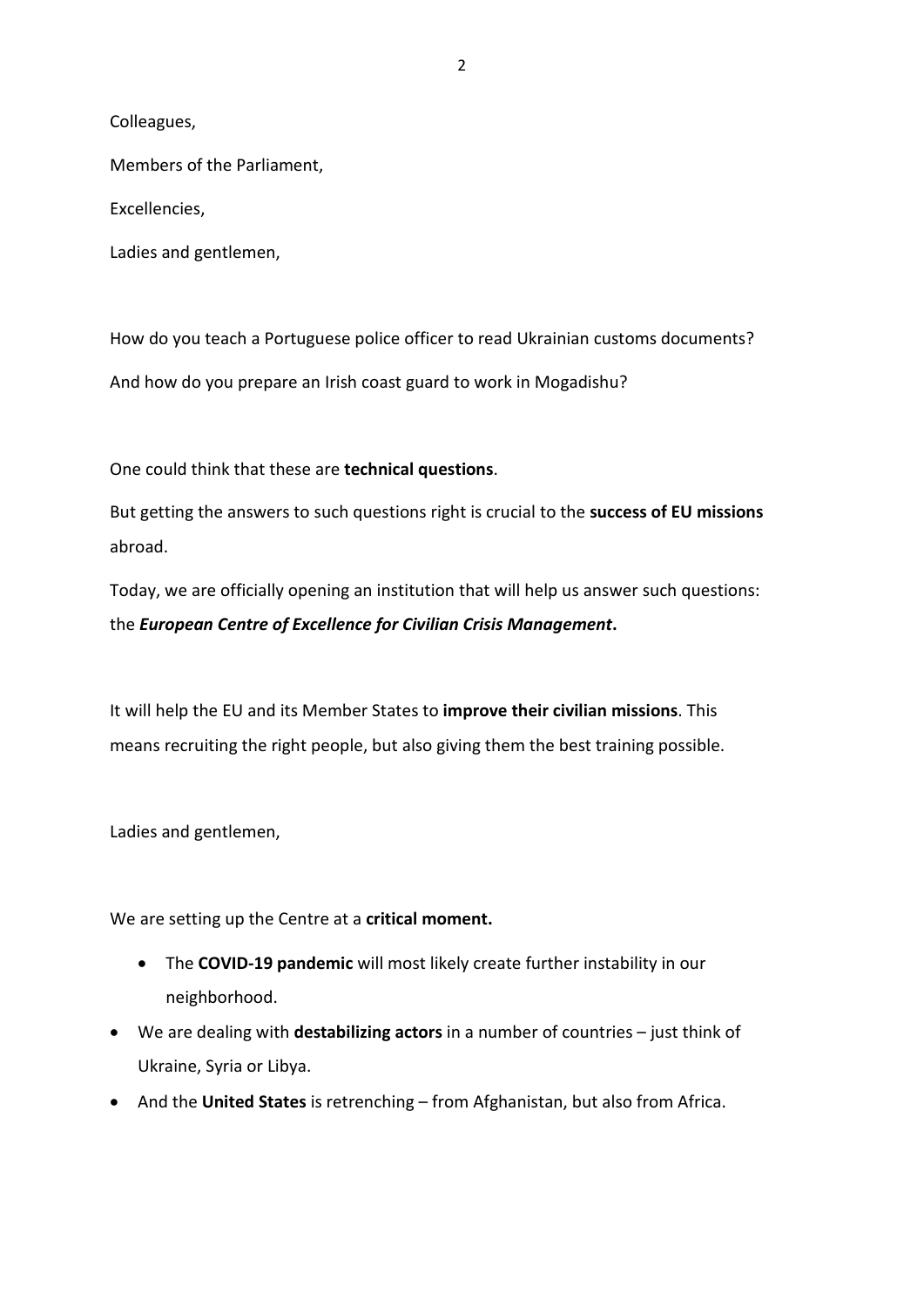Colleagues,

Members of the Parliament,

Excellencies,

Ladies and gentlemen,

How do you teach a Portuguese police officer to read Ukrainian customs documents?

And how do you prepare an Irish coast guard to work in Mogadishu?

One could think that these are **technical questions**.

But getting the answers to such questions right is crucial to the **success of EU missions** abroad.

Today, we are officially opening an institution that will help us answer such questions: the ***European Centre of Excellence for Civilian Crisis Management*.**

It will help the EU and its Member States to **improve their civilian missions**. This means recruiting the right people, but also giving them the best training possible.

Ladies and gentlemen,

We are setting up the Centre at a **critical moment.**

- The **COVID-19 pandemic** will most likely create further instability in our neighborhood.
- We are dealing with **destabilizing actors** in a number of countries – just think of Ukraine, Syria or Libya.
- And the **United States** is retrenching – from Afghanistan, but also from Africa.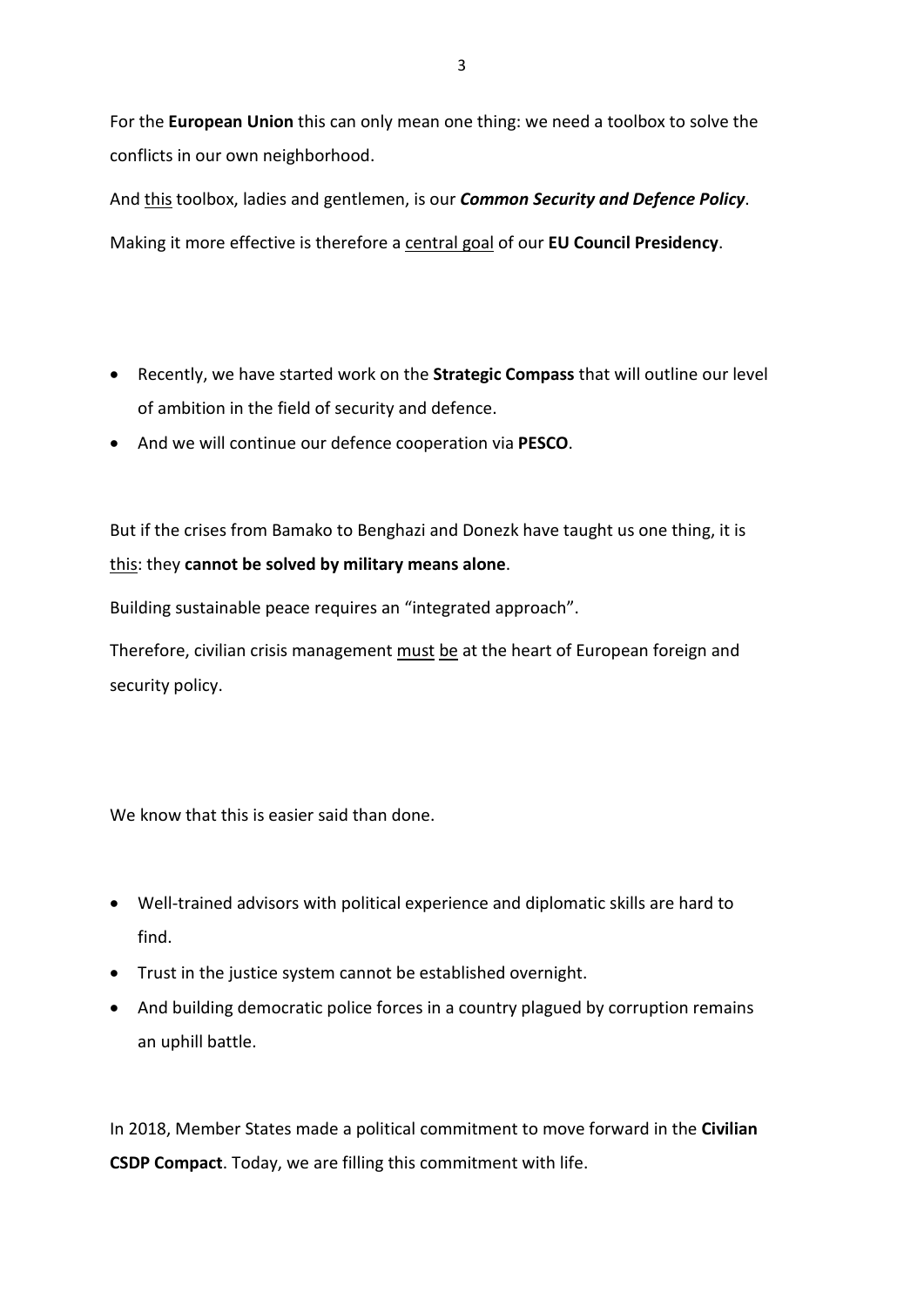For the **European Union** this can only mean one thing: we need a toolbox to solve the conflicts in our own neighborhood.

And this toolbox, ladies and gentlemen, is our ***Common Security and Defence Policy***.

Making it more effective is therefore a central goal of our **EU Council Presidency**.

- Recently, we have started work on the **Strategic Compass** that will outline our level of ambition in the field of security and defence.
- And we will continue our defence cooperation via **PESCO**.

But if the crises from Bamako to Benghazi and Donezk have taught us one thing, it is this: they **cannot be solved by military means alone**.

Building sustainable peace requires an "integrated approach".

Therefore, civilian crisis management must be at the heart of European foreign and security policy.

We know that this is easier said than done.

- Well-trained advisors with political experience and diplomatic skills are hard to find.
- Trust in the justice system cannot be established overnight.
- And building democratic police forces in a country plagued by corruption remains an uphill battle.

In 2018, Member States made a political commitment to move forward in the **Civilian CSDP Compact**. Today, we are filling this commitment with life.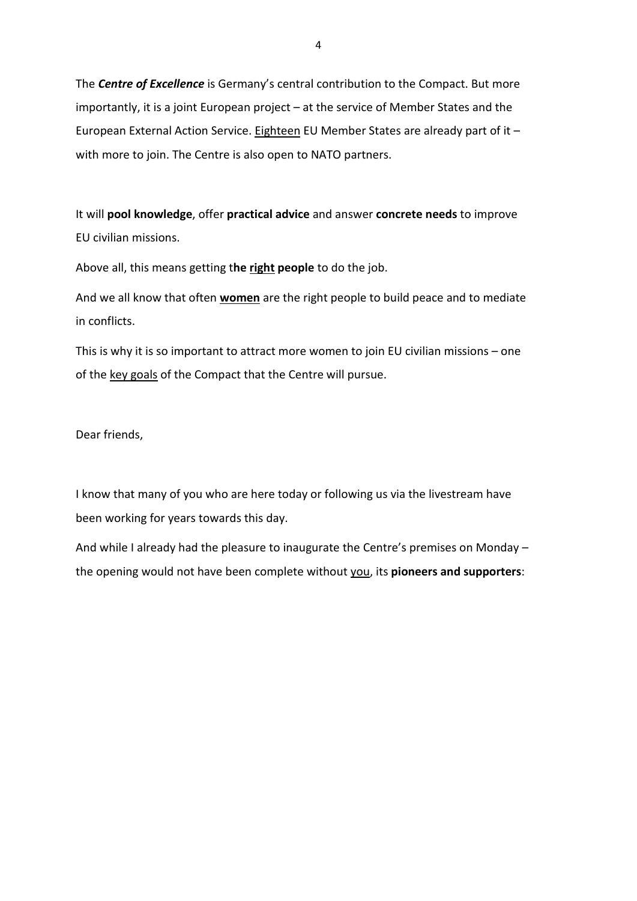The ***Centre of Excellence*** is Germany's central contribution to the Compact. But more importantly, it is a joint European project – at the service of Member States and the European External Action Service. <u>Eighteen</u> EU Member States are already part of it – with more to join. The Centre is also open to NATO partners.

It will **pool knowledge**, offer **practical advice** and answer **concrete needs** to improve EU civilian missions.

Above all, this means getting t**he <u>right</u> people** to do the job.

And we all know that often **<u>women</u>** are the right people to build peace and to mediate in conflicts.

This is why it is so important to attract more women to join EU civilian missions – one of the <u>key goals</u> of the Compact that the Centre will pursue.

Dear friends,

I know that many of you who are here today or following us via the livestream have been working for years towards this day.

And while I already had the pleasure to inaugurate the Centre's premises on Monday – the opening would not have been complete without <u>you</u>, its **pioneers and supporters**: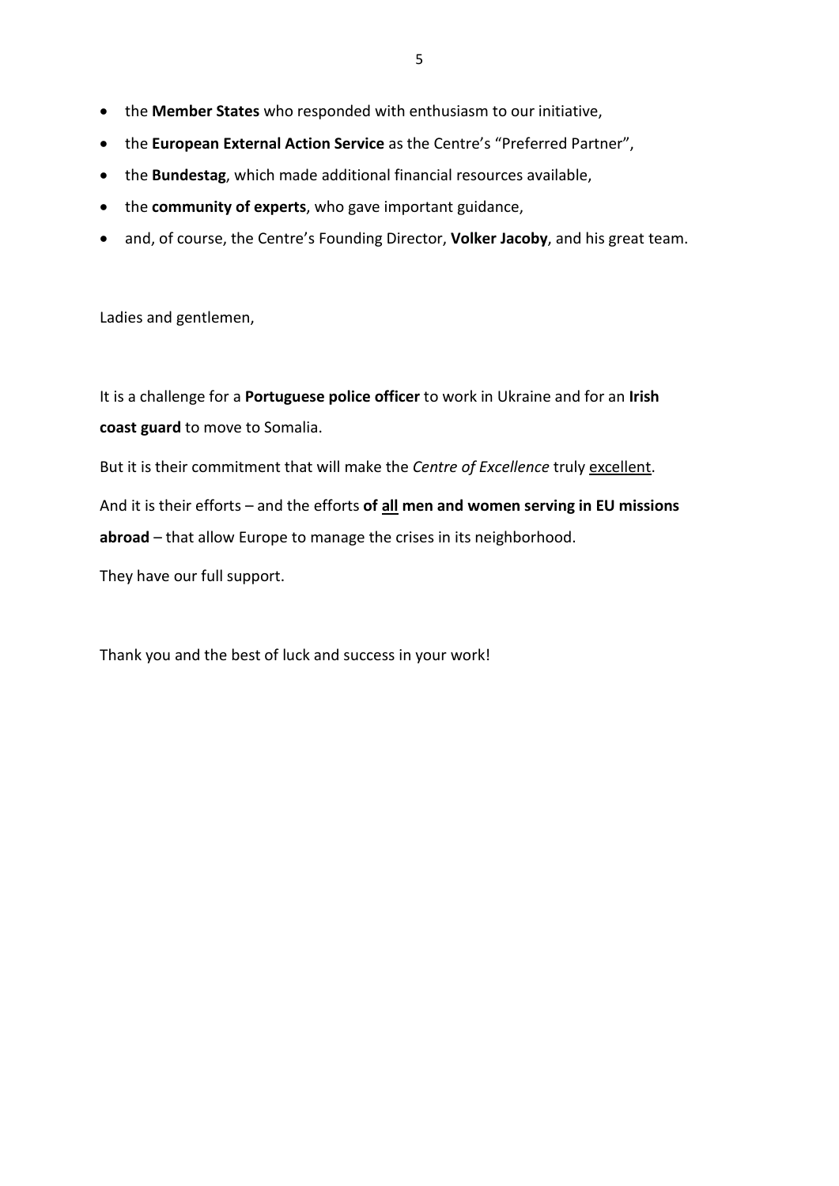- the **Member States** who responded with enthusiasm to our initiative,
- the **European External Action Service** as the Centre's "Preferred Partner",
- the **Bundestag**, which made additional financial resources available,
- the **community of experts**, who gave important guidance,
- and, of course, the Centre's Founding Director, **Volker Jacoby**, and his great team.

Ladies and gentlemen,

It is a challenge for a **Portuguese police officer** to work in Ukraine and for an **Irish coast guard** to move to Somalia.

But it is their commitment that will make the *Centre of Excellence* truly <u>excellent</u>.

And it is their efforts – and the efforts **of <u>all</u> men and women serving in EU missions abroad** – that allow Europe to manage the crises in its neighborhood.

They have our full support.

Thank you and the best of luck and success in your work!